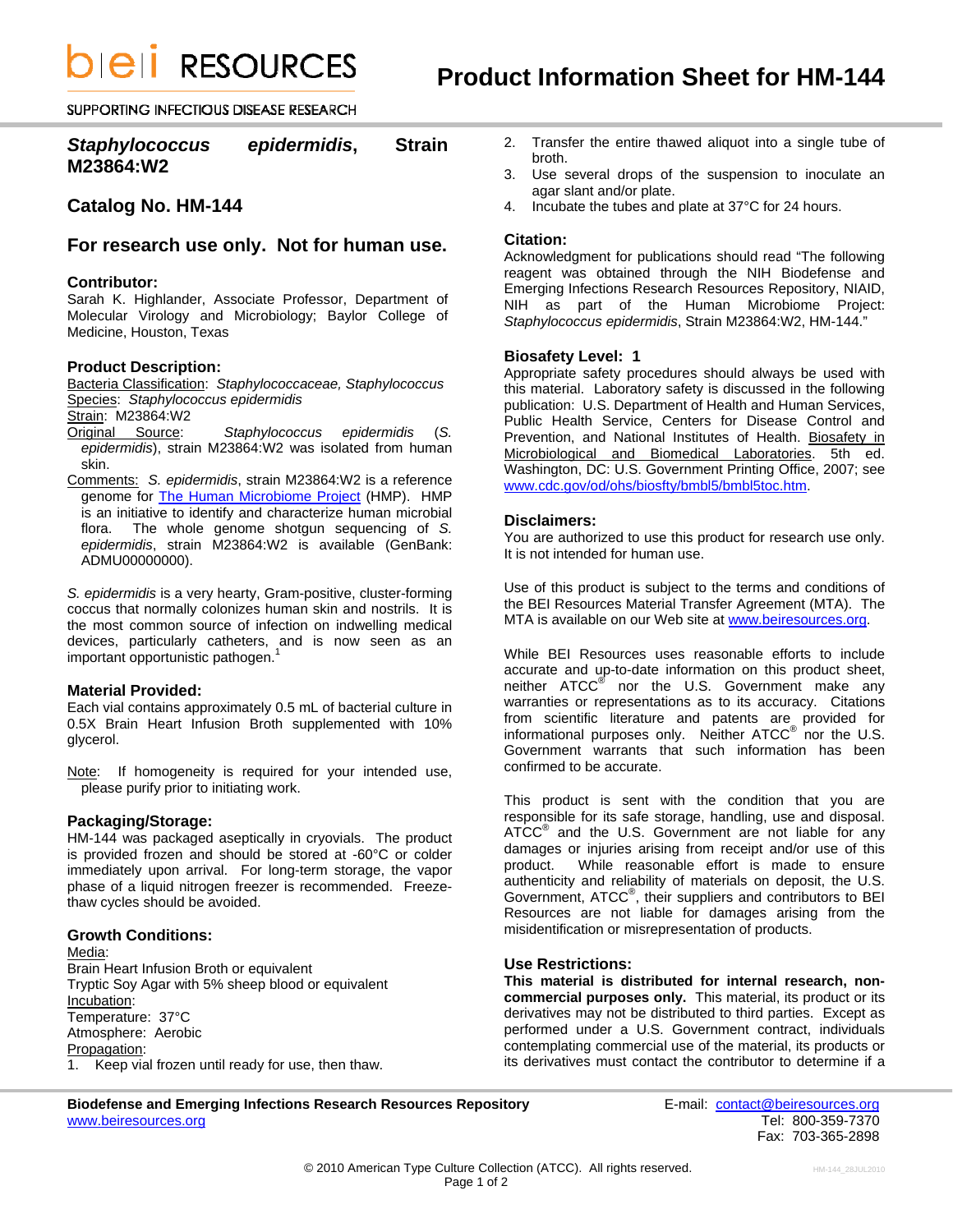# Product Information Sheet for HM-144

## *Staphylococcus epidermidis*, Strain M23864:W2

## Catalog No. HM-144

## For research use only. Not for human use.

### Contributor:

Sarah K. Highlander, Associate Professor, Department of Molecular Virology and Microbiology; Baylor College of Medicine, Houston, Texas

### Product Description:

Bacteria Classification: *Staphylococcaceae, Staphylococcus*
Species: *Staphylococcus epidermidis*
Strain: M23864:W2
Original Source: *Staphylococcus epidermidis* (*S. epidermidis*), strain M23864:W2 was isolated from human skin.
Comments: *S. epidermidis*, strain M23864:W2 is a reference genome for The Human Microbiome Project (HMP). HMP is an initiative to identify and characterize human microbial flora. The whole genome shotgun sequencing of *S. epidermidis*, strain M23864:W2 is available (GenBank: ADMU00000000).

*S. epidermidis* is a very hearty, Gram-positive, cluster-forming coccus that normally colonizes human skin and nostrils. It is the most common source of infection on indwelling medical devices, particularly catheters, and is now seen as an important opportunistic pathogen.[1]

### Material Provided:

Each vial contains approximately 0.5 mL of bacterial culture in 0.5X Brain Heart Infusion Broth supplemented with 10% glycerol.

Note: If homogeneity is required for your intended use, please purify prior to initiating work.

### Packaging/Storage:

HM-144 was packaged aseptically in cryovials. The product is provided frozen and should be stored at -60°C or colder immediately upon arrival. For long-term storage, the vapor phase of a liquid nitrogen freezer is recommended. Freeze-thaw cycles should be avoided.

### Growth Conditions:

Media:
Brain Heart Infusion Broth or equivalent
Tryptic Soy Agar with 5% sheep blood or equivalent
Incubation:
Temperature: 37°C
Atmosphere: Aerobic
Propagation:

1. Keep vial frozen until ready for use, then thaw.
2. Transfer the entire thawed aliquot into a single tube of broth.
3. Use several drops of the suspension to inoculate an agar slant and/or plate.
4. Incubate the tubes and plate at 37°C for 24 hours.

### Citation:

Acknowledgment for publications should read "The following reagent was obtained through the NIH Biodefense and Emerging Infections Research Resources Repository, NIAID, NIH as part of the Human Microbiome Project: *Staphylococcus epidermidis*, Strain M23864:W2, HM-144."

### Biosafety Level: 1

Appropriate safety procedures should always be used with this material. Laboratory safety is discussed in the following publication: U.S. Department of Health and Human Services, Public Health Service, Centers for Disease Control and Prevention, and National Institutes of Health. Biosafety in Microbiological and Biomedical Laboratories. 5th ed. Washington, DC: U.S. Government Printing Office, 2007; see www.cdc.gov/od/ohs/biosfty/bmbl5/bmbl5toc.htm.

### Disclaimers:

You are authorized to use this product for research use only. It is not intended for human use.

Use of this product is subject to the terms and conditions of the BEI Resources Material Transfer Agreement (MTA). The MTA is available on our Web site at www.beiresources.org.

While BEI Resources uses reasonable efforts to include accurate and up-to-date information on this product sheet, neither ATCC® nor the U.S. Government make any warranties or representations as to its accuracy. Citations from scientific literature and patents are provided for informational purposes only. Neither ATCC® nor the U.S. Government warrants that such information has been confirmed to be accurate.

This product is sent with the condition that you are responsible for its safe storage, handling, use and disposal. ATCC® and the U.S. Government are not liable for any damages or injuries arising from receipt and/or use of this product. While reasonable effort is made to ensure authenticity and reliability of materials on deposit, the U.S. Government, ATCC®, their suppliers and contributors to BEI Resources are not liable for damages arising from the misidentification or misrepresentation of products.

### Use Restrictions:

**This material is distributed for internal research, non-commercial purposes only.** This material, its product or its derivatives may not be distributed to third parties. Except as performed under a U.S. Government contract, individuals contemplating commercial use of the material, its products or its derivatives must contact the contributor to determine if a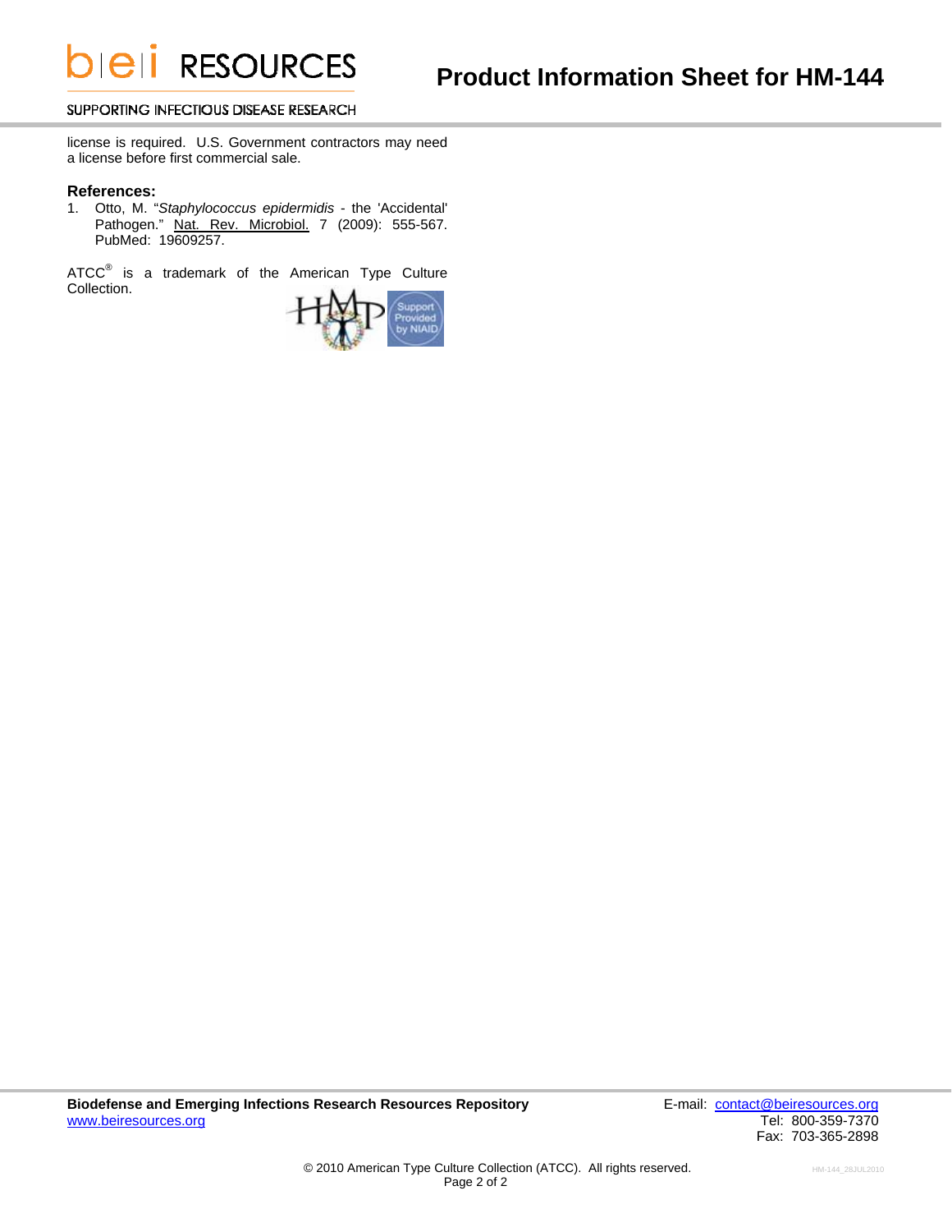license is required. U.S. Government contractors may need a license before first commercial sale.

**References:**

1. Otto, M. "*Staphylococcus epidermidis* - the 'Accidental' Pathogen." Nat. Rev. Microbiol. 7 (2009): 555-567. PubMed: 19609257.

ATCC® is a trademark of the American Type Culture Collection.

**Biodefense and Emerging Infections Research Resources Repository**
www.beiresources.org

E-mail: contact@beiresources.org
Tel: 800-359-7370
Fax: 703-365-2898

© 2010 American Type Culture Collection (ATCC). All rights reserved.